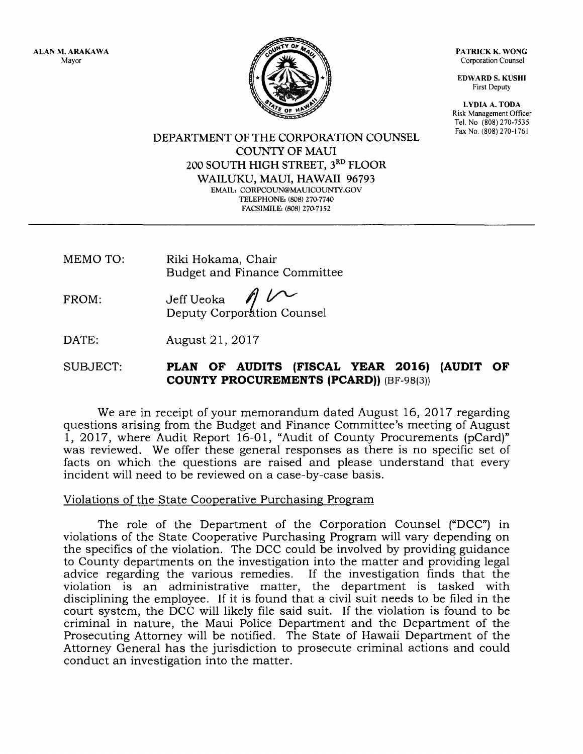ALAN M. ARAKAWA
Mayor

PATRICK K. WONG
Corporation Counsel

EDWARD S. KUSHI
First Deputy

LYDIA A. TODA
Risk Management Officer
Tel. No (808) 270-7535
Fax No. (808) 270-1761

DEPARTMENT OF THE CORPORATION COUNSEL
COUNTY OF MAUI
200 SOUTH HIGH STREET, 3RD FLOOR
WAILUKU, MAUI, HAWAII 96793
EMAIL: CORPCOUN@MAUICOUNTY.GOV
TELEPHONE: (808) 270-7740
FACSIMILE: (808) 270-7152

---

MEMO TO: Riki Hokama, Chair
Budget and Finance Committee

FROM: Jeff Ueoka
Deputy Corporation Counsel

DATE: August 21, 2017

SUBJECT: **PLAN OF AUDITS (FISCAL YEAR 2016) (AUDIT OF COUNTY PROCUREMENTS (PCARD))** (BF-98(3))

We are in receipt of your memorandum dated August 16, 2017 regarding questions arising from the Budget and Finance Committee's meeting of August 1, 2017, where Audit Report 16-01, "Audit of County Procurements (pCard)" was reviewed. We offer these general responses as there is no specific set of facts on which the questions are raised and please understand that every incident will need to be reviewed on a case-by-case basis.

Violations of the State Cooperative Purchasing Program

The role of the Department of the Corporation Counsel ("DCC") in violations of the State Cooperative Purchasing Program will vary depending on the specifics of the violation. The DCC could be involved by providing guidance to County departments on the investigation into the matter and providing legal advice regarding the various remedies. If the investigation finds that the violation is an administrative matter, the department is tasked with disciplining the employee. If it is found that a civil suit needs to be filed in the court system, the DCC will likely file said suit. If the violation is found to be criminal in nature, the Maui Police Department and the Department of the Prosecuting Attorney will be notified. The State of Hawaii Department of the Attorney General has the jurisdiction to prosecute criminal actions and could conduct an investigation into the matter.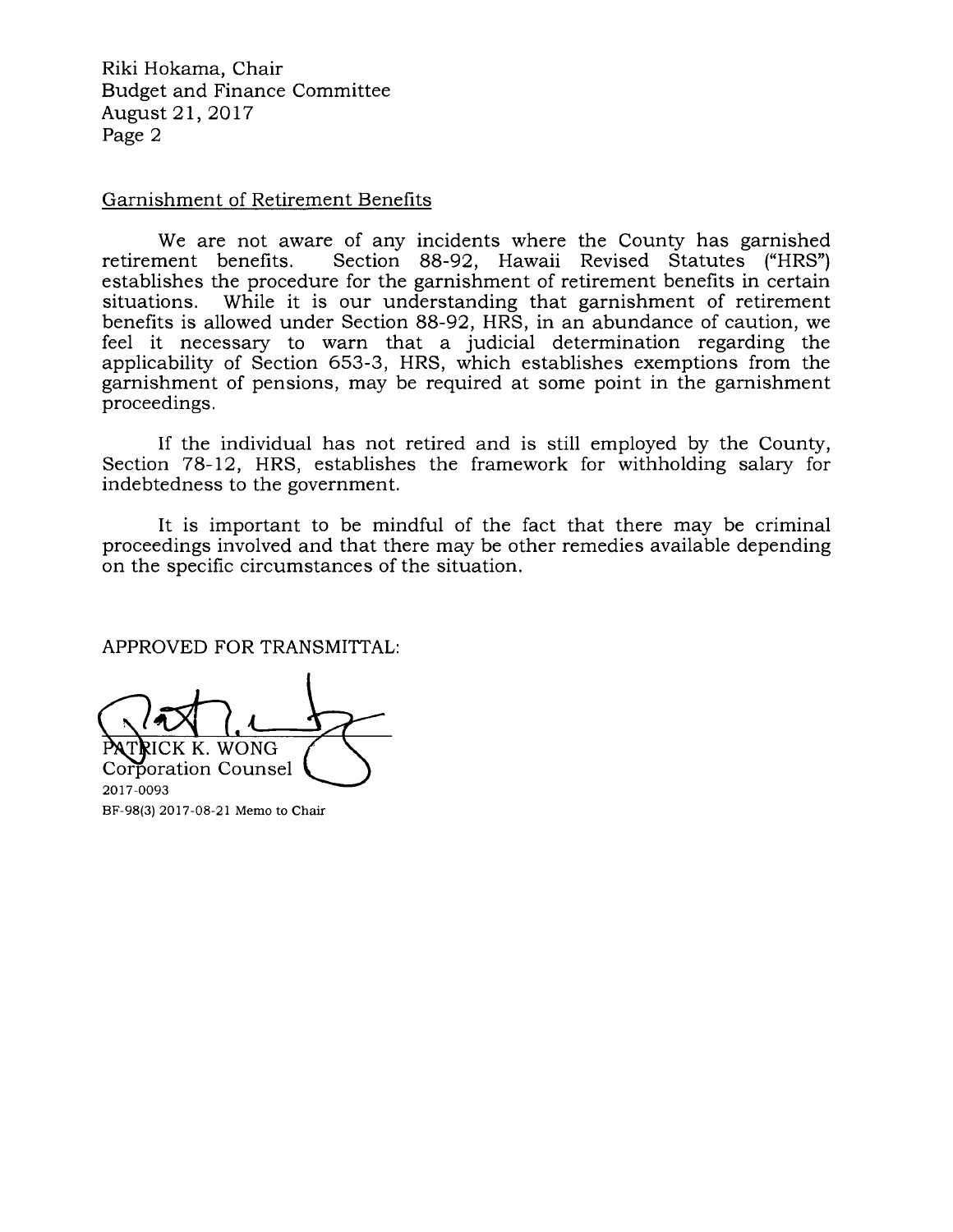Riki Hokama, Chair
Budget and Finance Committee
August 21, 2017

## Garnishment of Retirement Benefits

We are not aware of any incidents where the County has garnished retirement benefits. Section 88-92, Hawaii Revised Statutes ("HRS") establishes the procedure for the garnishment of retirement benefits in certain situations. While it is our understanding that garnishment of retirement benefits is allowed under Section 88-92, HRS, in an abundance of caution, we feel it necessary to warn that a judicial determination regarding the applicability of Section 653-3, HRS, which establishes exemptions from the garnishment of pensions, may be required at some point in the garnishment proceedings.

If the individual has not retired and is still employed by the County, Section 78-12, HRS, establishes the framework for withholding salary for indebtedness to the government.

It is important to be mindful of the fact that there may be criminal proceedings involved and that there may be other remedies available depending on the specific circumstances of the situation.

APPROVED FOR TRANSMITTAL:

PATRICK K. WONG
Corporation Counsel

2017-0093
BF-98(3) 2017-08-21 Memo to Chair